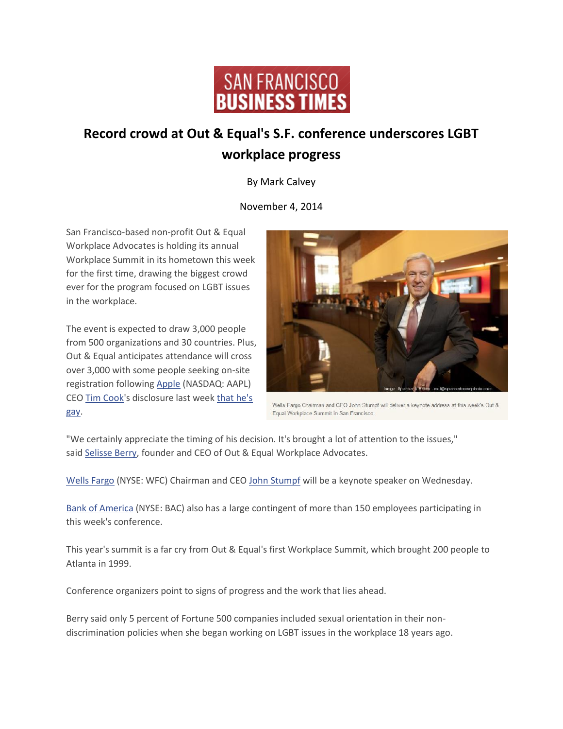SAN FRANCISCO BUSINESS TIMES

# Record crowd at Out & Equal's S.F. conference underscores LGBT workplace progress

By Mark Calvey

November 4, 2014

San Francisco-based non-profit Out & Equal Workplace Advocates is holding its annual Workplace Summit in its hometown this week for the first time, drawing the biggest crowd ever for the program focused on LGBT issues in the workplace.

The event is expected to draw 3,000 people from 500 organizations and 30 countries. Plus, Out & Equal anticipates attendance will cross over 3,000 with some people seeking on-site registration following Apple (NASDAQ: AAPL) CEO Tim Cook's disclosure last week that he's gay.

Image: Spencer A Brown - mail@spencerbrownphoto.com

Wells Fargo Chairman and CEO John Stumpf will deliver a keynote address at this week's Out & Equal Workplace Summit in San Francisco.

"We certainly appreciate the timing of his decision. It's brought a lot of attention to the issues," said Selisse Berry, founder and CEO of Out & Equal Workplace Advocates.

Wells Fargo (NYSE: WFC) Chairman and CEO John Stumpf will be a keynote speaker on Wednesday.

Bank of America (NYSE: BAC) also has a large contingent of more than 150 employees participating in this week's conference.

This year's summit is a far cry from Out & Equal's first Workplace Summit, which brought 200 people to Atlanta in 1999.

Conference organizers point to signs of progress and the work that lies ahead.

Berry said only 5 percent of Fortune 500 companies included sexual orientation in their non-discrimination policies when she began working on LGBT issues in the workplace 18 years ago.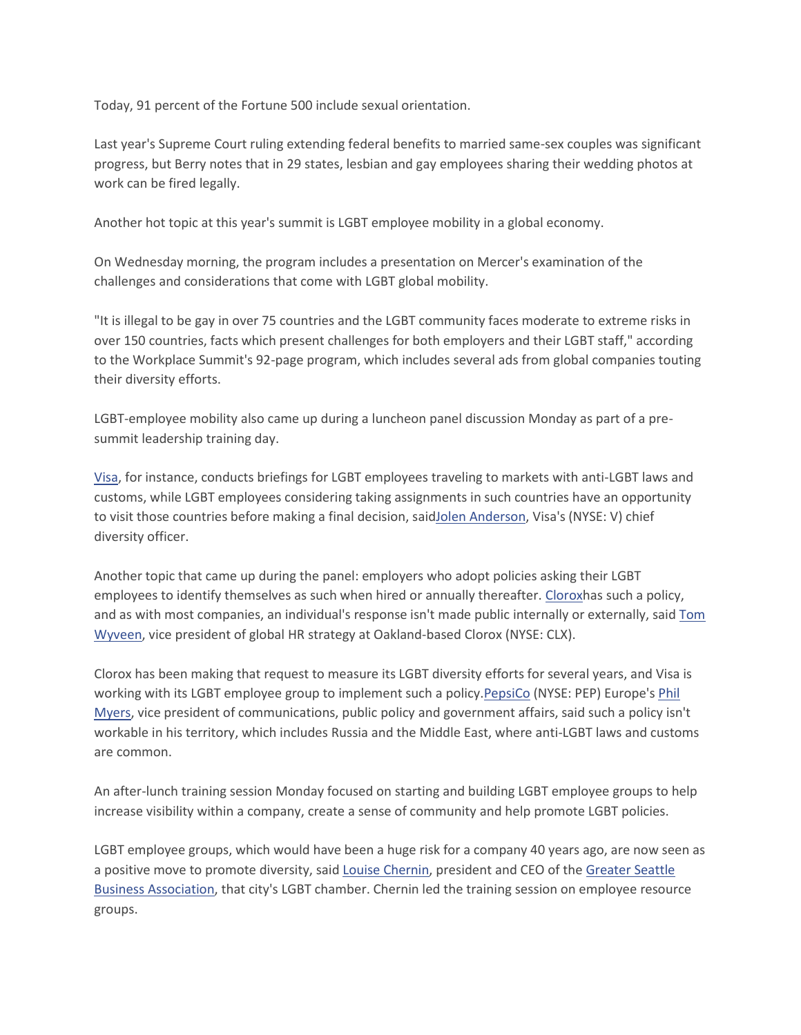Today, 91 percent of the Fortune 500 include sexual orientation.

Last year's Supreme Court ruling extending federal benefits to married same-sex couples was significant progress, but Berry notes that in 29 states, lesbian and gay employees sharing their wedding photos at work can be fired legally.

Another hot topic at this year's summit is LGBT employee mobility in a global economy.

On Wednesday morning, the program includes a presentation on Mercer's examination of the challenges and considerations that come with LGBT global mobility.

"It is illegal to be gay in over 75 countries and the LGBT community faces moderate to extreme risks in over 150 countries, facts which present challenges for both employers and their LGBT staff," according to the Workplace Summit's 92-page program, which includes several ads from global companies touting their diversity efforts.

LGBT-employee mobility also came up during a luncheon panel discussion Monday as part of a pre-summit leadership training day.

Visa, for instance, conducts briefings for LGBT employees traveling to markets with anti-LGBT laws and customs, while LGBT employees considering taking assignments in such countries have an opportunity to visit those countries before making a final decision, saidJolen Anderson, Visa's (NYSE: V) chief diversity officer.

Another topic that came up during the panel: employers who adopt policies asking their LGBT employees to identify themselves as such when hired or annually thereafter. Cloroxhas such a policy, and as with most companies, an individual's response isn't made public internally or externally, said Tom Wyveen, vice president of global HR strategy at Oakland-based Clorox (NYSE: CLX).

Clorox has been making that request to measure its LGBT diversity efforts for several years, and Visa is working with its LGBT employee group to implement such a policy.PepsiCo (NYSE: PEP) Europe's Phil Myers, vice president of communications, public policy and government affairs, said such a policy isn't workable in his territory, which includes Russia and the Middle East, where anti-LGBT laws and customs are common.

An after-lunch training session Monday focused on starting and building LGBT employee groups to help increase visibility within a company, create a sense of community and help promote LGBT policies.

LGBT employee groups, which would have been a huge risk for a company 40 years ago, are now seen as a positive move to promote diversity, said Louise Chernin, president and CEO of the Greater Seattle Business Association, that city's LGBT chamber. Chernin led the training session on employee resource groups.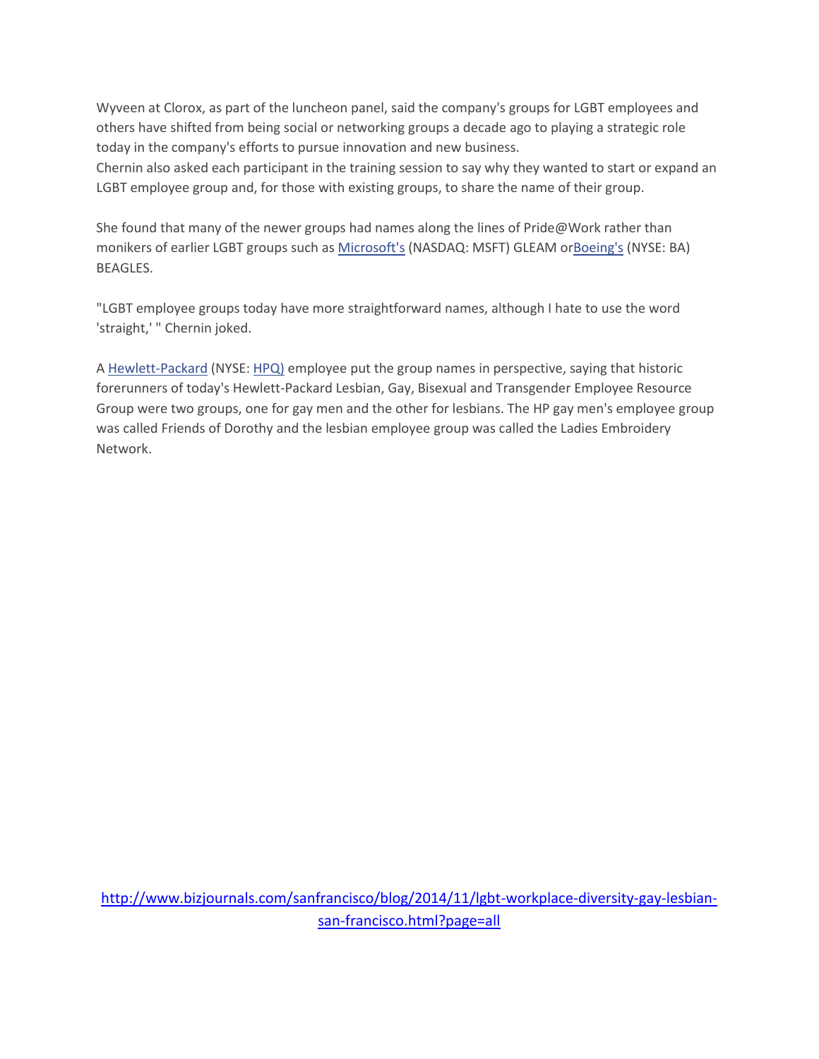Wyveen at Clorox, as part of the luncheon panel, said the company's groups for LGBT employees and others have shifted from being social or networking groups a decade ago to playing a strategic role today in the company's efforts to pursue innovation and new business.
Chernin also asked each participant in the training session to say why they wanted to start or expand an LGBT employee group and, for those with existing groups, to share the name of their group.

She found that many of the newer groups had names along the lines of Pride@Work rather than monikers of earlier LGBT groups such as [Microsoft's](#) (NASDAQ: MSFT) GLEAM or[Boeing's](#) (NYSE: BA) BEAGLES.

"LGBT employee groups today have more straightforward names, although I hate to use the word 'straight,' " Chernin joked.

A [Hewlett-Packard](#) (NYSE: [HPQ)](#) employee put the group names in perspective, saying that historic forerunners of today's Hewlett-Packard Lesbian, Gay, Bisexual and Transgender Employee Resource Group were two groups, one for gay men and the other for lesbians. The HP gay men's employee group was called Friends of Dorothy and the lesbian employee group was called the Ladies Embroidery Network.

http://www.bizjournals.com/sanfrancisco/blog/2014/11/lgbt-workplace-diversity-gay-lesbian-san-francisco.html?page=all